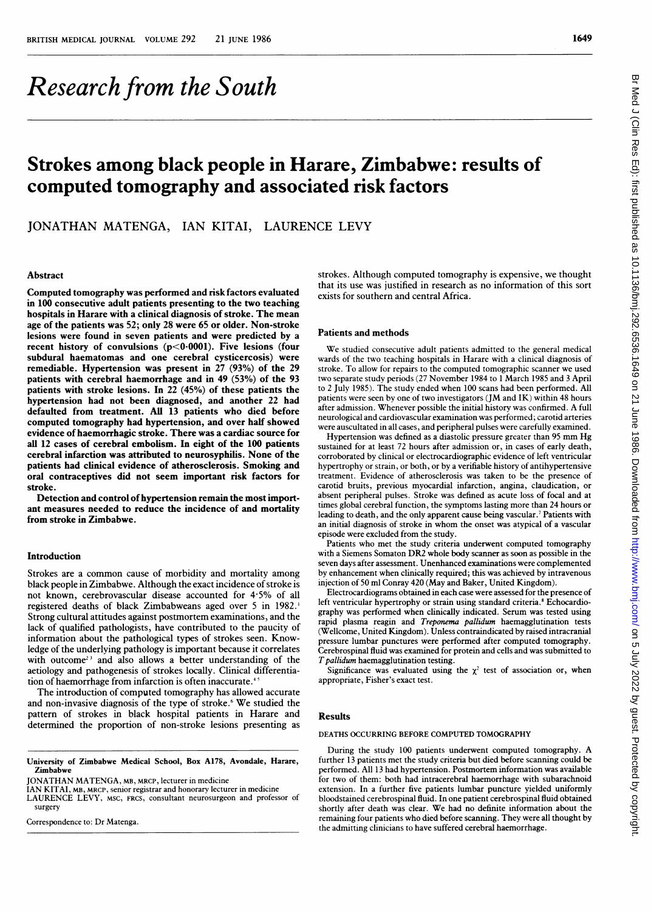# Research from the South

## Strokes among black people in Harare, Zimbabwe: results of computed tomography and associated risk factors

JONATHAN MATENGA, IAN KITAI, LAURENCE LEVY

### Abstract

**Computed tomography was performed and risk factors evaluated in 100 consecutive adult patients presenting to the two teaching hospitals in Harare with a clinical diagnosis of stroke. The mean age of the patients was 52; only 28 were 65 or older. Non-stroke lesions were found in seven patients and were predicted by a recent history of convulsions ($p<0.0001$). Five lesions (four subdural haematomas and one cerebral cysticercosis) were remediable. Hypertension was present in 27 (93%) of the 29 patients with cerebral haemorrhage and in 49 (53%) of the 93 patients with stroke lesions. In 22 (45%) of these patients the hypertension had not been diagnosed, and another 22 had defaulted from treatment. All 13 patients who died before computed tomography had hypertension, and over half showed evidence of haemorrhagic stroke. There was a cardiac source for all 12 cases of cerebral embolism. In eight of the 100 patients cerebral infarction was attributed to neurosyphilis. None of the patients had clinical evidence of atherosclerosis. Smoking and oral contraceptives did not seem important risk factors for stroke.**

**Detection and control of hypertension remain the most important measures needed to reduce the incidence of and mortality from stroke in Zimbabwe.**

### Introduction

Strokes are a common cause of morbidity and mortality among black people in Zimbabwe. Although the exact incidence of stroke is not known, cerebrovascular disease accounted for 4·5% of all registered deaths of black Zimbabweans aged over 5 in 1982.[1] Strong cultural attitudes against postmortem examinations, and the lack of qualified pathologists, have contributed to the paucity of information about the pathological types of strokes seen. Knowledge of the underlying pathology is important because it correlates with outcome[2,3] and also allows a better understanding of the aetiology and pathogenesis of strokes locally. Clinical differentiation of haemorrhage from infarction is often inaccurate.[4,5]

The introduction of computed tomography has allowed accurate and non-invasive diagnosis of the type of stroke.[6] We studied the pattern of strokes in black hospital patients in Harare and determined the proportion of non-stroke lesions presenting as strokes. Although computed tomography is expensive, we thought that its use was justified in research as no information of this sort exists for southern and central Africa.

University of Zimbabwe Medical School, Box A178, Avondale, Harare, Zimbabwe

JONATHAN MATENGA, MB, MRCP, lecturer in medicine

IAN KITAI, MB, MRCP, senior registrar and honorary lecturer in medicine

LAURENCE LEVY, MSC, FRCS, consultant neurosurgeon and professor of surgery

Correspondence to: Dr Matenga.

### Patients and methods

We studied consecutive adult patients admitted to the general medical wards of the two teaching hospitals in Harare with a clinical diagnosis of stroke. To allow for repairs to the computed tomographic scanner we used two separate study periods (27 November 1984 to 1 March 1985 and 3 April to 2 July 1985). The study ended when 100 scans had been performed. All patients were seen by one of two investigators (JM and IK) within 48 hours after admission. Whenever possible the initial history was confirmed. A full neurological and cardiovascular examination was performed; carotid arteries were auscultated in all cases, and peripheral pulses were carefully examined.

Hypertension was defined as a diastolic pressure greater than 95 mm Hg sustained for at least 72 hours after admission or, in cases of early death, corroborated by clinical or electrocardiographic evidence of left ventricular hypertrophy or strain, or both, or by a verifiable history of antihypertensive treatment. Evidence of atherosclerosis was taken to be the presence of carotid bruits, previous myocardial infarction, angina, claudication, or absent peripheral pulses. Stroke was defined as acute loss of focal and at times global cerebral function, the symptoms lasting more than 24 hours or leading to death, and the only apparent cause being vascular.[7] Patients with an initial diagnosis of stroke in whom the onset was atypical of a vascular episode were excluded from the study.

Patients who met the study criteria underwent computed tomography with a Siemens Somaton DR2 whole body scanner as soon as possible in the seven days after assessment. Unenhanced examinations were complemented by enhancement when clinically required; this was achieved by intravenous injection of 50 ml Conray 420 (May and Baker, United Kingdom).

Electrocardiograms obtained in each case were assessed for the presence of left ventricular hypertrophy or strain using standard criteria.[8] Echocardiography was performed when clinically indicated. Serum was tested using rapid plasma reagin and *Treponema pallidum* haemagglutination tests (Wellcome, United Kingdom). Unless contraindicated by raised intracranial pressure lumbar punctures were performed after computed tomography. Cerebrospinal fluid was examined for protein and cells and was submitted to *T pallidum* haemagglutination testing.

Significance was evaluated using the $\chi^2$ test of association or, when appropriate, Fisher's exact test.

### Results

#### DEATHS OCCURRING BEFORE COMPUTED TOMOGRAPHY

During the study 100 patients underwent computed tomography. A further 13 patients met the study criteria but died before scanning could be performed. All 13 had hypertension. Postmortem information was available for two of them: both had intracerebral haemorrhage with subarachnoid extension. In a further five patients lumbar puncture yielded uniformly bloodstained cerebrospinal fluid. In one patient cerebrospinal fluid obtained shortly after death was clear. We had no definite information about the remaining four patients who died before scanning. They were all thought by the admitting clinicians to have suffered cerebral haemorrhage.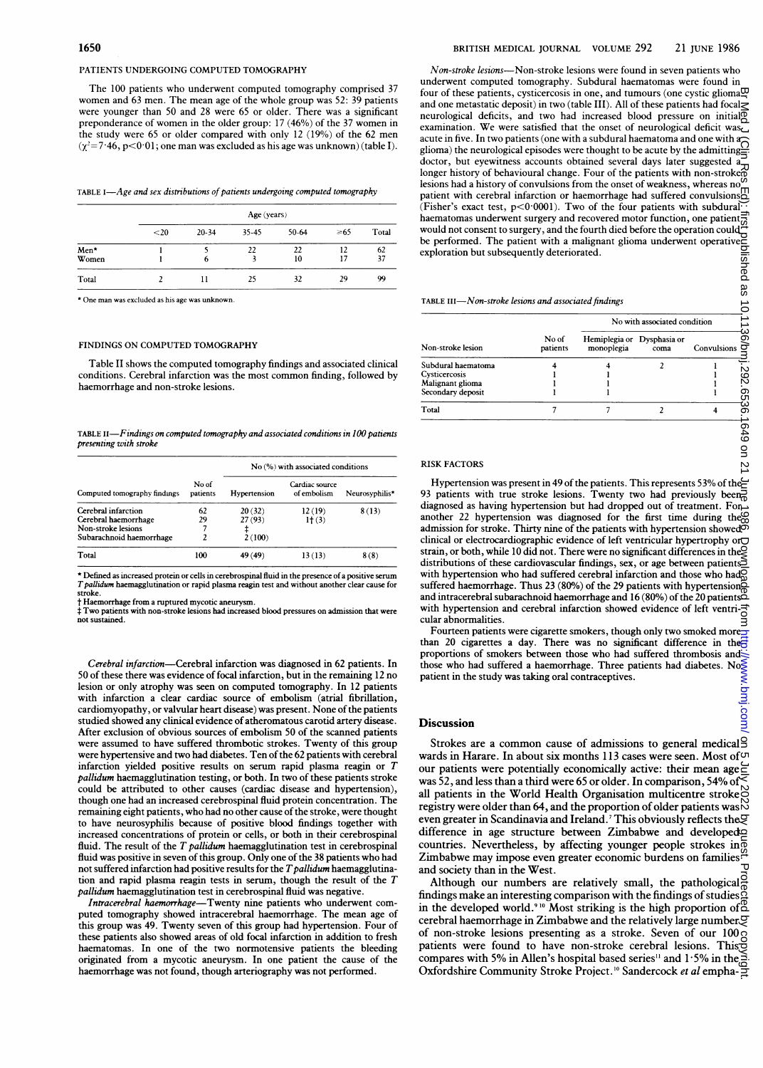### PATIENTS UNDERGOING COMPUTED TOMOGRAPHY

The 100 patients who underwent computed tomography comprised 37 women and 63 men. The mean age of the whole group was 52: 39 patients were younger than 50 and 28 were 65 or older. There was a significant preponderance of women in the older group: 17 (46%) of the 37 women in the study were 65 or older compared with only 12 (19%) of the 62 men ($\chi^2=7.46$, $p<0.01$; one man was excluded as his age was unknown) (table I).

TABLE I—*Age and sex distributions of patients undergoing computed tomography*

| | Age (years) | | | | | |
|---|---|---|---|---|---|---|
| | <20 | 20-34 | 35-45 | 50-64 | ≥65 | Total |
| Men* | 1 | 5 | 22 | 22 | 12 | 62 |
| Women | 1 | 6 | 3 | 10 | 17 | 37 |
| Total | 2 | 11 | 25 | 32 | 29 | 99 |

\* One man was excluded as his age was unknown.

### FINDINGS ON COMPUTED TOMOGRAPHY

Table II shows the computed tomography findings and associated clinical conditions. Cerebral infarction was the most common finding, followed by haemorrhage and non-stroke lesions.

TABLE II—*Findings on computed tomography and associated conditions in 100 patients presenting with stroke*

| | | No (%) with associated conditions | | |
|---|---|---|---|---|
| Computed tomography findings | No of patients | Hypertension | Cardiac source of embolism | Neurosyphilis* |
| Cerebral infarction | 62 | 20 (32) | 12 (19) | 8 (13) |
| Cerebral haemorrhage | 29 | 27 (93) | 1† (3) | |
| Non-stroke lesions | 7 | ‡ | | |
| Subarachnoid haemorrhage | 2 | 2 (100) | | |
| Total | 100 | 49 (49) | 13 (13) | 8 (8) |

\* Defined as increased protein or cells in cerebrospinal fluid in the presence of a positive serum *T pallidum* haemagglutination or rapid plasma reagin test and without another clear cause for stroke.
† Haemorrhage from a ruptured mycotic aneurysm.
‡ Two patients with non-stroke lesions had increased blood pressures on admission that were not sustained.

*Cerebral infarction*—Cerebral infarction was diagnosed in 62 patients. In 50 of these there was evidence of focal infarction, but in the remaining 12 no lesion or only atrophy was seen on computed tomography. In 12 patients with infarction a clear cardiac source of embolism (atrial fibrillation, cardiomyopathy, or valvular heart disease) was present. None of the patients studied showed any clinical evidence of atheromatous carotid artery disease. After exclusion of obvious sources of embolism 50 of the scanned patients were assumed to have suffered thrombotic strokes. Twenty of this group were hypertensive and two had diabetes. Ten of the 62 patients with cerebral infarction yielded positive results on serum rapid plasma reagin or *T pallidum* haemagglutination testing, or both. In two of these patients stroke could be attributed to other causes (cardiac disease and hypertension), though one had an increased cerebrospinal fluid protein concentration. The remaining eight patients, who had no other cause of the stroke, were thought to have neurosyphilis because of positive blood findings together with increased concentrations of protein or cells, or both in their cerebrospinal fluid. The result of the *T pallidum* haemagglutination test in cerebrospinal fluid was positive in seven of this group. Only one of the 38 patients who had not suffered infarction had positive results for the *T pallidum* haemagglutination and rapid plasma reagin tests in serum, though the result of the *T pallidum* haemagglutination test in cerebrospinal fluid was negative.

*Intracerebral haemorrhage*—Twenty nine patients who underwent computed tomography showed intracerebral haemorrhage. The mean age of this group was 49. Twenty seven of this group had hypertension. Four of these patients also showed areas of old focal infarction in addition to fresh haematomas. In one of the two normotensive patients the bleeding originated from a mycotic aneurysm. In one patient the cause of the haemorrhage was not found, though arteriography was not performed.

*Non-stroke lesions*—Non-stroke lesions were found in seven patients who underwent computed tomography. Subdural haematomas were found in four of these patients, cysticercosis in one, and tumours (one cystic glioma and one metastatic deposit) in two (table III). All of these patients had focal neurological deficits, and two had increased blood pressure on initial examination. We were satisfied that the onset of neurological deficit was acute in five. In two patients (one with a subdural haematoma and one with a glioma) the neurological episodes were thought to be acute by the admitting doctor, but eyewitness accounts obtained several days later suggested a longer history of behavioural change. Four of the patients with non-stroke lesions had a history of convulsions from the onset of weakness, whereas no patient with cerebral infarction or haemorrhage had suffered convulsions (Fisher's exact test, $p<0.0001$). Two of the four patients with subdural haematomas underwent surgery and recovered motor function, one patient would not consent to surgery, and the fourth died before the operation could be performed. The patient with a malignant glioma underwent operative exploration but subsequently deteriorated.

TABLE III—*Non-stroke lesions and associated findings*

| | | No with associated condition | | |
|---|---|---|---|---|
| Non-stroke lesion | No of patients | Hemiplegia or monoplegia | Dysphasia or coma | Convulsions |
| Subdural haematoma | 4 | 4 | 2 | 1 |
| Cysticercosis | 1 | 1 | | 1 |
| Malignant glioma | 1 | 1 | | 1 |
| Secondary deposit | 1 | 1 | | 1 |
| Total | 7 | 7 | 2 | 4 |

### RISK FACTORS

Hypertension was present in 49 of the patients. This represents 53% of the 93 patients with true stroke lesions. Twenty two had previously been diagnosed as having hypertension but had dropped out of treatment. For another 22 hypertension was diagnosed for the first time during the admission for stroke. Thirty nine of the patients with hypertension showed clinical or electrocardiographic evidence of left ventricular hypertrophy or strain, or both, while 10 did not. There were no significant differences in the distributions of these cardiovascular findings, sex, or age between patients with hypertension who had suffered cerebral infarction and those who had suffered haemorrhage. Thus 23 (80%) of the 29 patients with hypertension and intracerebral subarachnoid haemorrhage and 16 (80%) of the 20 patients with hypertension and cerebral infarction showed evidence of left ventricular abnormalities.

Fourteen patients were cigarette smokers, though only two smoked more than 20 cigarettes a day. There was no significant difference in the proportions of smokers between those who had suffered thrombosis and those who had suffered a haemorrhage. Three patients had diabetes. No patient in the study was taking oral contraceptives.

## Discussion

Strokes are a common cause of admissions to general medical wards in Harare. In about six months 113 cases were seen. Most of our patients were potentially economically active: their mean age was 52, and less than a third were 65 or older. In comparison, 54% of all patients in the World Health Organisation multicentre stroke registry were older than 64, and the proportion of older patients was even greater in Scandinavia and Ireland.[7] This obviously reflects the difference in age structure between Zimbabwe and developed countries. Nevertheless, by affecting younger people strokes in Zimbabwe may impose even greater economic burdens on families and society than in the West.

Although our numbers are relatively small, the pathological findings make an interesting comparison with the findings of studies in the developed world.[9,10] Most striking is the high proportion of cerebral haemorrhage in Zimbabwe and the relatively large number of non-stroke lesions presenting as a stroke. Seven of our 100 patients were found to have non-stroke cerebral lesions. This compares with 5% in Allen's hospital based series[11] and 1·5% in the Oxfordshire Community Stroke Project.[10] Sandercock *et al* empha-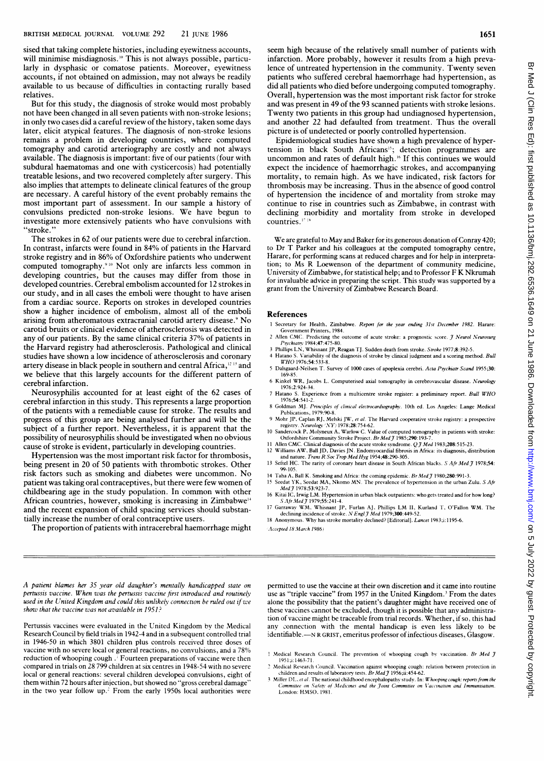sised that taking complete histories, including eyewitness accounts, will minimise misdiagnosis.[10] This is not always possible, particularly in dysphasic or comatose patients. Moreover, eyewitness accounts, if not obtained on admission, may not always be readily available to us because of difficulties in contacting rurally based relatives.

But for this study, the diagnosis of stroke would most probably not have been changed in all seven patients with non-stroke lesions; in only two cases did a careful review of the history, taken some days later, elicit atypical features. The diagnosis of non-stroke lesions remains a problem in developing countries, where computed tomography and carotid arteriography are costly and not always available. The diagnosis is important: five of our patients (four with subdural haematomas and one with cysticercosis) had potentially treatable lesions, and two recovered completely after surgery. This also implies that attempts to delineate clinical features of the group are necessary. A careful history of the event probably remains the most important part of assessment. In our sample a history of convulsions predicted non-stroke lesions. We have begun to investigate more extensively patients who have convulsions with "stroke."

The strokes in 62 of our patients were due to cerebral infarction. In contrast, infarcts were found in 84% of patients in the Harvard stroke registry and in 86% of Oxfordshire patients who underwent computed tomography.[9,10] Not only are infarcts less common in developing countries, but the causes may differ from those in developed countries. Cerebral embolism accounted for 12 strokes in our study, and in all cases the emboli were thought to have arisen from a cardiac source. Reports on strokes in developed countries show a higher incidence of embolism, almost all of the emboli arising from atheromatous extracranial carotid artery disease.[9] No carotid bruits or clinical evidence of atherosclerosis was detected in any of our patients. By the same clinical criteria 37% of patients in the Harvard registry had atherosclerosis. Pathological and clinical studies have shown a low incidence of atherosclerosis and coronary artery disease in black people in southern and central Africa,[12,13] and we believe that this largely accounts for the different pattern of cerebral infarction.

Neurosyphilis accounted for at least eight of the 62 cases of cerebral infarction in this study. This represents a large proportion of the patients with a remediable cause for stroke. The results and progress of this group are being analysed further and will be the subject of a further report. Nevertheless, it is apparent that the possibility of neurosyphilis should be investigated when no obvious cause of stroke is evident, particularly in developing countries.

Hypertension was the most important risk factor for thrombosis, being present in 20 of 50 patients with thrombotic strokes. Other risk factors such as smoking and diabetes were uncommon. No patient was taking oral contraceptives, but there were few women of childbearing age in the study population. In common with other African countries, however, smoking is increasing in Zimbabwe[14] and the recent expansion of child spacing services should substantially increase the number of oral contraceptive users.

The proportion of patients with intracerebral haemorrhage might seem high because of the relatively small number of patients with infarction. More probably, however it results from a high prevalence of untreated hypertension in the community. Twenty seven patients who suffered cerebral haemorrhage had hypertension, as did all patients who died before undergoing computed tomography. Overall, hypertension was the most important risk factor for stroke and was present in 49 of the 93 scanned patients with stroke lesions. Twenty two patients in this group had undiagnosed hypertension, and another 22 had defaulted from treatment. Thus the overall picture is of undetected or poorly controlled hypertension.

Epidemiological studies have shown a high prevalence of hypertension in black South Africans[15]; detection programmes are uncommon and rates of default high.[16] If this continues we would expect the incidence of haemorrhagic strokes, and accompanying mortality, to remain high. As we have indicated, risk factors for thrombosis may be increasing. Thus in the absence of good control of hypertension the incidence of and mortality from stroke may continue to rise in countries such as Zimbabwe, in contrast with declining morbidity and mortality from stroke in developed countries.[17,18]

We are grateful to May and Baker for its generous donation of Conray 420; to Dr T Parker and his colleagues at the computed tomography centre, Harare, for performing scans at reduced charges and for help in interpretation; to Ms R Loewenson of the department of community medicine, University of Zimbabwe, for statistical help; and to Professor F K Nkrumah for invaluable advice in preparing the script. This study was supported by a grant from the University of Zimbabwe Research Board.

## References

1 Secretary for Health, Zimbabwe. *Report for the year ending 31st December 1982*. Harare: Government Printers, 1984.
2 Allen CMC. Predicting the outcome of acute stroke: a prognostic score. *J Neurol Neurosurg Psychiatry* 1984;47:475-80.
3 Phillips LN, Whisnant JP, Reagan TJ. Sudden death from stroke. *Stroke* 1977;8:392-5.
4 Hatano S. Variability of the diagnosis of stroke by clinical judgment and a scoring method. *Bull WHO* 1976;54:533-8.
5 Dalsgaard-Neilsen T. Survey of 1000 cases of apoplexia cerebri. *Acta Psychiatr Scand* 1955;30: 169-85.
6 Kinkel WR, Jacobs L. Computerised axial tomography in cerebrovascular disease. *Neurology* 1976;2:924-34.
7 Hatano S. Experience from a multicentre stroke register: a preliminary report. *Bull WHO* 1976;54:541-2.
8 Goldman MJ. *Principles of clinical electrocardiography*. 10th ed. Los Angeles: Lange Medical Publications, 1979:90-8.
9 Mohr JP, Caplan RJ, Melski JW, *et al*. The Harvard cooperative stroke registry: a prospective registry. *Neurology (NY)* 1978;28:754-62.
10 Sandercock P, Molyneux A, Warlow C. Value of computed tomography in patients with stroke: Oxfordshire Community Stroke Project. *Br Med J* 1985;290:193-7.
11 Allen CMC. Clinical diagnosis of the acute stroke syndrome. *Q J Med* 1983;208:515-23.
12 Williams AW, Ball JD, Davies JN. Endomyocardial fibrosis in Africa: its diagnosis, distribution and nature. *Trans R Soc Trop Med Hyg* 1954;48:290-305.
13 Seftel HC. The rarity of coronary heart disease in South African blacks. *S Afr Med J* 1978;54: 99-105.
14 Taha A, Ball K. Smoking and Africa: the coming epidemic. *Br Med J* 1980;280:991-3.
15 Seedat YK, Seedat MA, Nkomo MN. The prevalence of hypertension in the urban Zulu. *S Afr Med J* 1978;53:923-7.
16 Kitai IC, Irwig LM. Hypertension in urban black outpatients: who gets treated and for how long? *S Afr Med J* 1979;55:241-4.
17 Garraway WM, Whisnant JP, Furlan AJ, Phillips LM II, Kurland T, O'Fallon WM. The declining incidence of stroke. *N Engl J Med* 1979;300:449-52.
18 Anonymous. Why has stroke mortality declined? [Editorial]. *Lancet* 1983;i:1195-6.

*(Accepted 18 March 1986)*

---

*A patient blames her 35 year old daughter's mentally handicapped state on pertussis vaccine. When was the pertussis vaccine first introduced and routinely used in the United Kingdom and could this unlikely connection be ruled out if we show that the vaccine was not available in 1951?*

Pertussis vaccines were evaluated in the United Kingdom by the Medical Research Council by field trials in 1942-4 and in a subsequent controlled trial in 1946-50 in which 3801 children plus controls received three doses of vaccine with no severe local or general reactions, no convulsions, and a 78% reduction of whooping cough.[1] Fourteen preparations of vaccine were then compared in trials on 28 799 children at six centres in 1948-54 with no severe local or general reactions: several children developed convulsions, eight of them within 72 hours after injection, but showed no "gross cerebral damage" in the two year follow up.[2] From the early 1950s local authorities were permitted to use the vaccine at their own discretion and it came into routine use as "triple vaccine" from 1957 in the United Kingdom.[3] From the dates alone the possibility that the patient's daughter might have received one of these vaccines cannot be excluded, though it is possible that any administration of vaccine might be traceable from trial records. Whether, if so, this had any connection with the mental handicap is even less likely to be identifiable.—N R GRIST, emeritus professor of infectious diseases, Glasgow.

1 Medical Research Council. The prevention of whooping cough by vaccination. *Br Med J* 1951;i:1463-71.
2 Medical Research Council. Vaccination against whooping cough: relation between protection in children and results of laboratory tests. *Br Med J* 1956;ii:454-62.
3 Miller DL, *et al*. The national childhood encephalopathy study. In: *Whooping cough: reports from the Committee on Safety of Medicines and the Joint Committee on Vaccination and Immunisation*. London: HMSO, 1981.